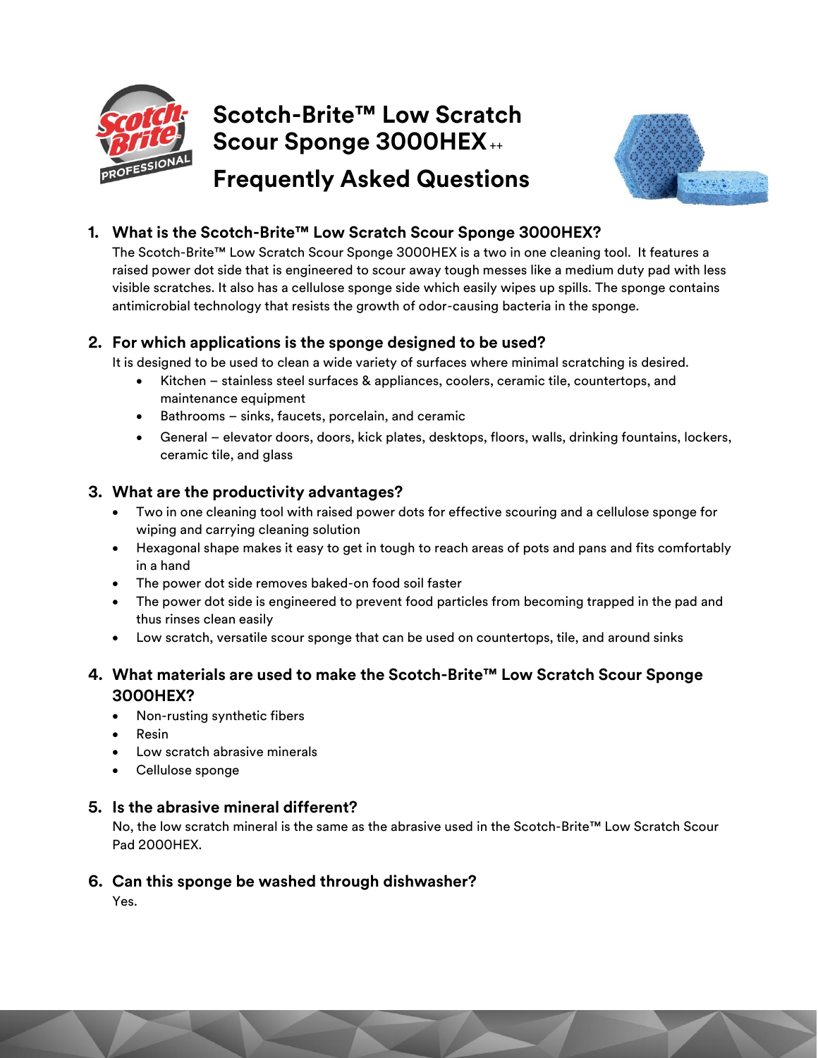# Scotch-Brite™ Low Scratch Scour Sponge 3000HEX++

# Frequently Asked Questions

## 1. What is the Scotch-Brite™ Low Scratch Scour Sponge 3000HEX?

The Scotch-Brite™ Low Scratch Scour Sponge 3000HEX is a two in one cleaning tool. It features a raised power dot side that is engineered to scour away tough messes like a medium duty pad with less visible scratches. It also has a cellulose sponge side which easily wipes up spills. The sponge contains antimicrobial technology that resists the growth of odor-causing bacteria in the sponge.

## 2. For which applications is the sponge designed to be used?

It is designed to be used to clean a wide variety of surfaces where minimal scratching is desired.

- Kitchen – stainless steel surfaces & appliances, coolers, ceramic tile, countertops, and maintenance equipment
- Bathrooms – sinks, faucets, porcelain, and ceramic
- General – elevator doors, doors, kick plates, desktops, floors, walls, drinking fountains, lockers, ceramic tile, and glass

## 3. What are the productivity advantages?

- Two in one cleaning tool with raised power dots for effective scouring and a cellulose sponge for wiping and carrying cleaning solution
- Hexagonal shape makes it easy to get in tough to reach areas of pots and pans and fits comfortably in a hand
- The power dot side removes baked-on food soil faster
- The power dot side is engineered to prevent food particles from becoming trapped in the pad and thus rinses clean easily
- Low scratch, versatile scour sponge that can be used on countertops, tile, and around sinks

## 4. What materials are used to make the Scotch-Brite™ Low Scratch Scour Sponge 3000HEX?

- Non-rusting synthetic fibers
- Resin
- Low scratch abrasive minerals
- Cellulose sponge

## 5. Is the abrasive mineral different?

No, the low scratch mineral is the same as the abrasive used in the Scotch-Brite™ Low Scratch Scour Pad 2000HEX.

## 6. Can this sponge be washed through dishwasher?

Yes.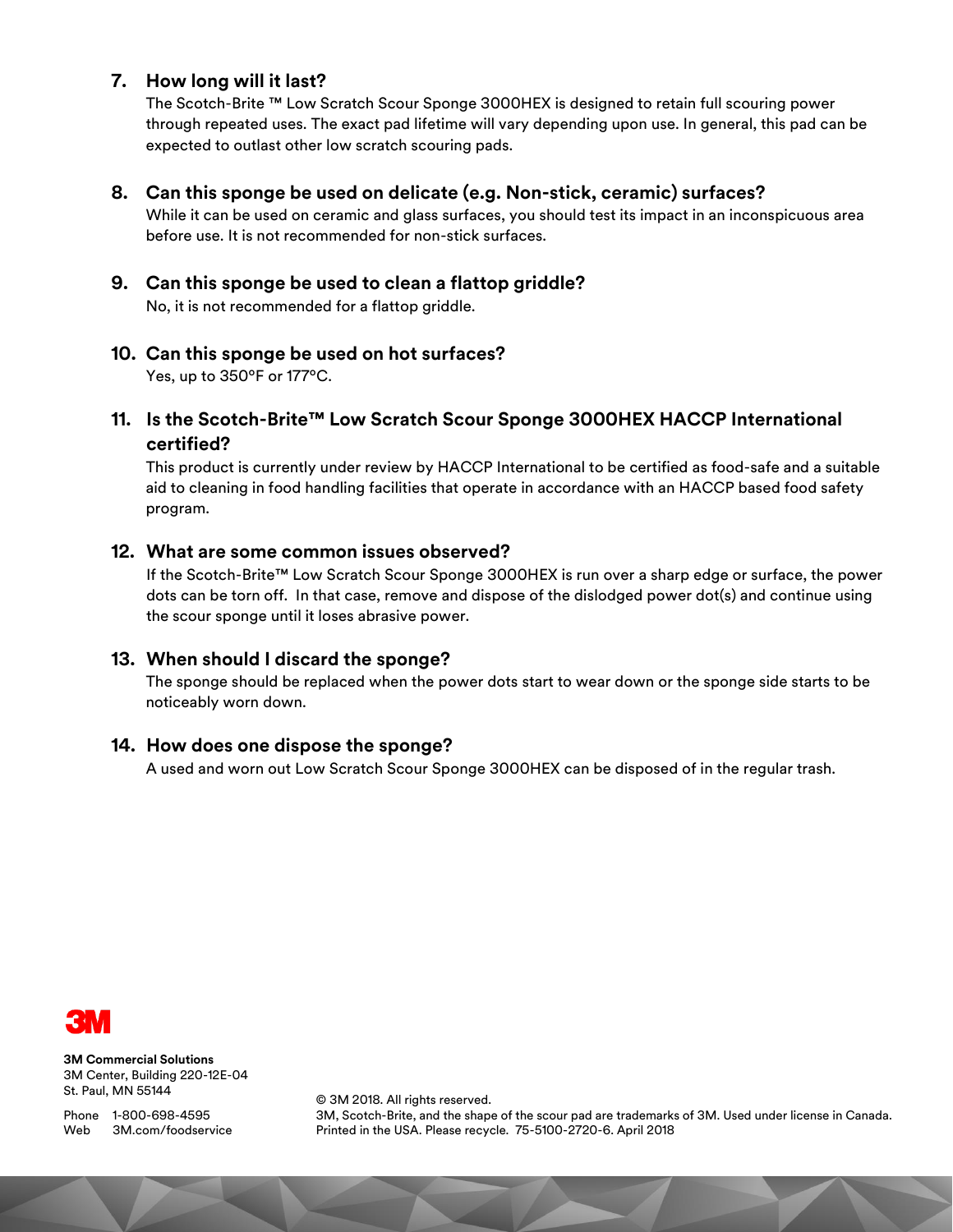**7. How long will it last?**

The Scotch-Brite ™ Low Scratch Scour Sponge 3000HEX is designed to retain full scouring power through repeated uses. The exact pad lifetime will vary depending upon use. In general, this pad can be expected to outlast other low scratch scouring pads.

**8. Can this sponge be used on delicate (e.g. Non-stick, ceramic) surfaces?**

While it can be used on ceramic and glass surfaces, you should test its impact in an inconspicuous area before use. It is not recommended for non-stick surfaces.

**9. Can this sponge be used to clean a flattop griddle?**

No, it is not recommended for a flattop griddle.

**10. Can this sponge be used on hot surfaces?**

Yes, up to 350°F or 177°C.

**11. Is the Scotch-Brite™ Low Scratch Scour Sponge 3000HEX HACCP International certified?**

This product is currently under review by HACCP International to be certified as food-safe and a suitable aid to cleaning in food handling facilities that operate in accordance with an HACCP based food safety program.

**12. What are some common issues observed?**

If the Scotch-Brite™ Low Scratch Scour Sponge 3000HEX is run over a sharp edge or surface, the power dots can be torn off. In that case, remove and dispose of the dislodged power dot(s) and continue using the scour sponge until it loses abrasive power.

**13. When should I discard the sponge?**

The sponge should be replaced when the power dots start to wear down or the sponge side starts to be noticeably worn down.

**14. How does one dispose the sponge?**

A used and worn out Low Scratch Scour Sponge 3000HEX can be disposed of in the regular trash.

3M

**3M Commercial Solutions**
3M Center, Building 220-12E-04
St. Paul, MN 55144

Phone 1-800-698-4595
Web 3M.com/foodservice

© 3M 2018. All rights reserved.
3M, Scotch-Brite, and the shape of the scour pad are trademarks of 3M. Used under license in Canada.
Printed in the USA. Please recycle. 75-5100-2720-6. April 2018